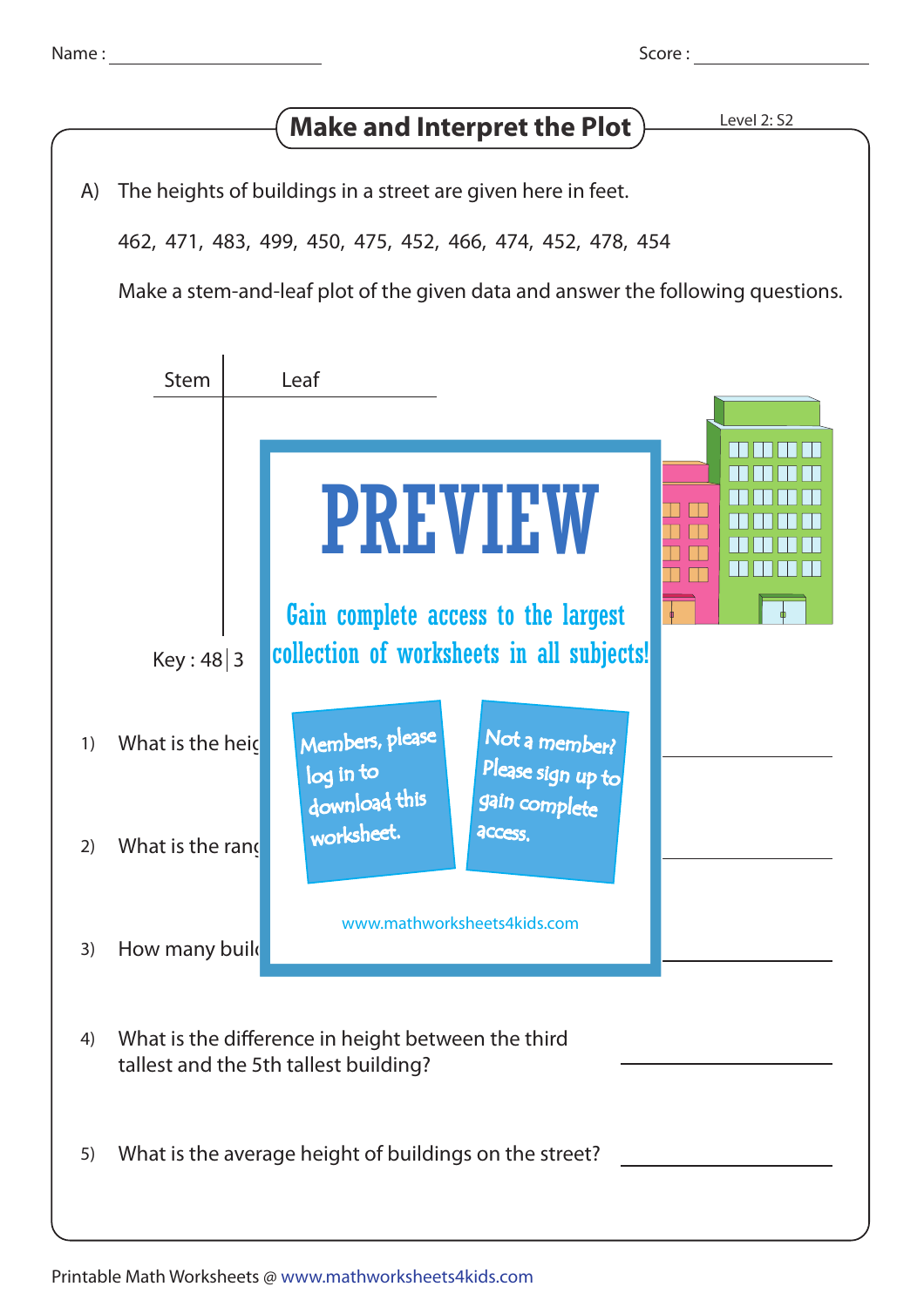Name : ______________________ Score : ________________

# Make and Interpret the Plot

Level 2: S2

A) The heights of buildings in a street are given here in feet.

462, 471, 483, 499, 450, 475, 452, 466, 474, 452, 478, 454

Make a stem-and-leaf plot of the given data and answer the following questions.

| Stem | Leaf |
|---|---|
| | |

Key : 48 | 3

PREVIEW

Gain complete access to the largest collection of worksheets in all subjects!

Members, please log in to download this worksheet.

Not a member? Please sign up to gain complete access.

www.mathworksheets4kids.com

1) What is the heig ______________

2) What is the rang ______________

3) How many buil ______________

4) What is the difference in height between the third tallest and the 5th tallest building? ______________

5) What is the average height of buildings on the street? ______________

Printable Math Worksheets @ www.mathworksheets4kids.com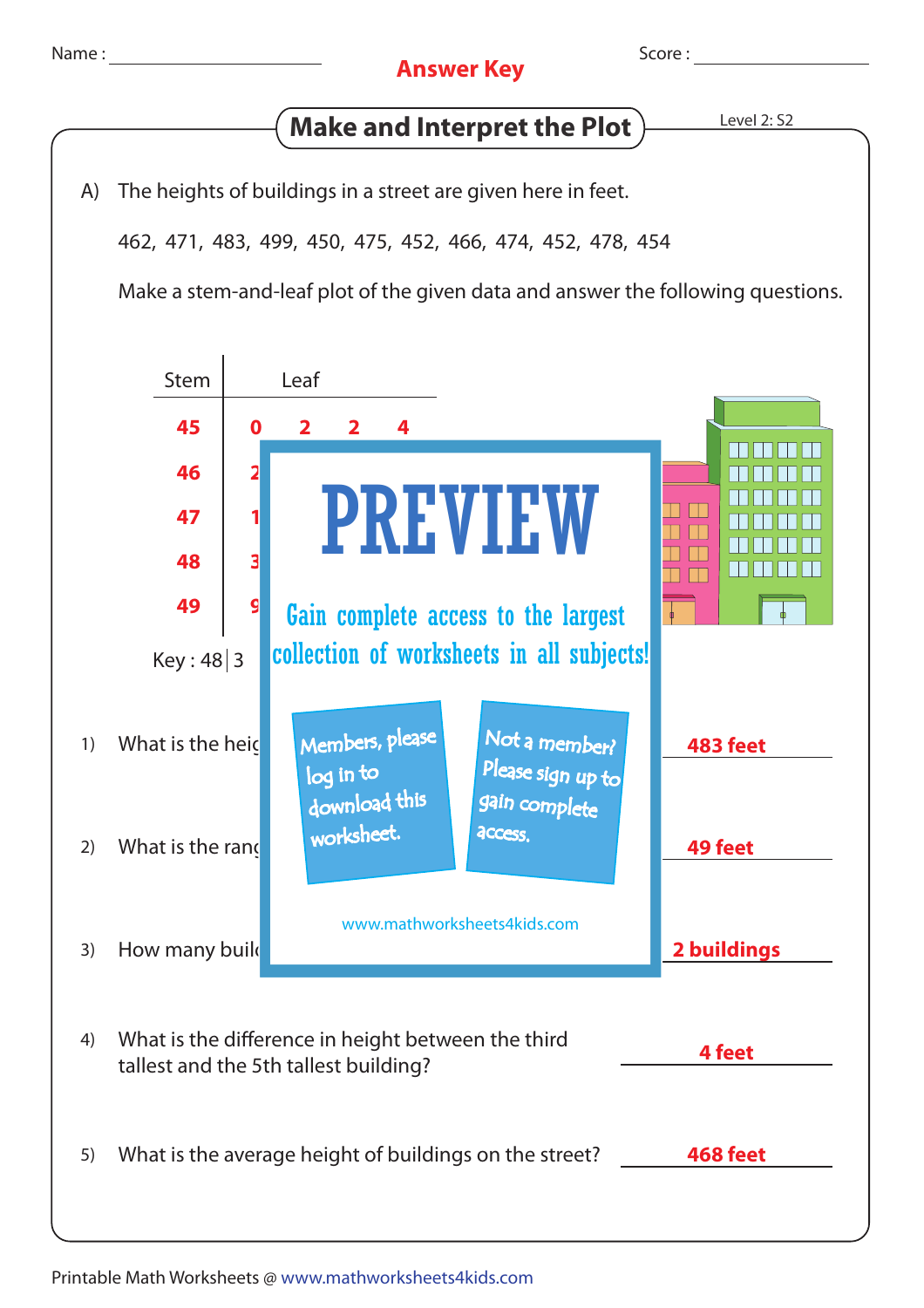Name : ______________________ Score : ______________________

**Answer Key**

# Make and Interpret the Plot

Level 2: S2

A) The heights of buildings in a street are given here in feet.

462, 471, 483, 499, 450, 475, 452, 466, 474, 452, 478, 454

Make a stem-and-leaf plot of the given data and answer the following questions.

| Stem | Leaf |
|---|---|
| 45 | 0 2 2 4 |
| 46 | 2 |
| 47 | 1 |
| 48 | 3 |
| 49 | 9 |

Key : 48 | 3

PREVIEW

Gain complete access to the largest collection of worksheets in all subjects!

Members, please log in to download this worksheet.

Not a member? Please sign up to gain complete access.

www.mathworksheets4kids.com

1) What is the heig **483 feet**

2) What is the rang **49 feet**

3) How many buil **2 buildings**

4) What is the difference in height between the third tallest and the 5th tallest building? **4 feet**

5) What is the average height of buildings on the street? **468 feet**